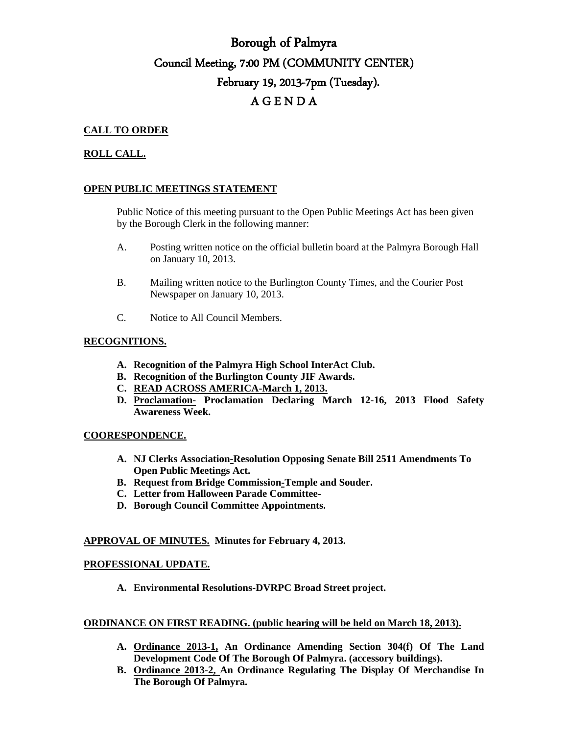# Borough of Palmyra

## Council Meeting, 7:00 PM (COMMUNITY CENTER)

## February 19, 2013-7pm (Tuesday).

## A G E N D A

**CALL TO ORDER**

**ROLL CALL.**

**OPEN PUBLIC MEETINGS STATEMENT**

Public Notice of this meeting pursuant to the Open Public Meetings Act has been given by the Borough Clerk in the following manner:

A. Posting written notice on the official bulletin board at the Palmyra Borough Hall on January 10, 2013.

B. Mailing written notice to the Burlington County Times, and the Courier Post Newspaper on January 10, 2013.

C. Notice to All Council Members.

**RECOGNITIONS.**

- **A. Recognition of the Palmyra High School InterAct Club.**
- **B. Recognition of the Burlington County JIF Awards.**
- **C. READ ACROSS AMERICA-March 1, 2013.**
- **D. Proclamation- Proclamation Declaring March 12-16, 2013 Flood Safety Awareness Week.**

**COORESPONDENCE.**

- **A. NJ Clerks Association-Resolution Opposing Senate Bill 2511 Amendments To Open Public Meetings Act.**
- **B. Request from Bridge Commission-Temple and Souder.**
- **C. Letter from Halloween Parade Committee-**
- **D. Borough Council Committee Appointments.**

**APPROVAL OF MINUTES. Minutes for February 4, 2013.**

**PROFESSIONAL UPDATE.**

- **A. Environmental Resolutions-DVRPC Broad Street project.**

**ORDINANCE ON FIRST READING. (public hearing will be held on March 18, 2013).**

- **A. Ordinance 2013-1, An Ordinance Amending Section 304(f) Of The Land Development Code Of The Borough Of Palmyra. (accessory buildings).**
- **B. Ordinance 2013-2, An Ordinance Regulating The Display Of Merchandise In The Borough Of Palmyra.**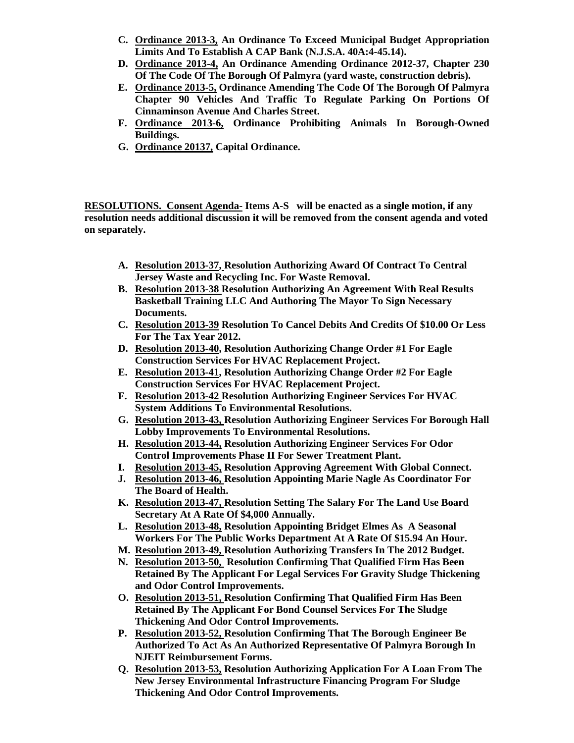C. **<u>Ordinance 2013-3,</u> An Ordinance To Exceed Municipal Budget Appropriation Limits And To Establish A CAP Bank (N.J.S.A. 40A:4-45.14).**
D. **<u>Ordinance 2013-4,</u> An Ordinance Amending Ordinance 2012-37, Chapter 230 Of The Code Of The Borough Of Palmyra (yard waste, construction debris).**
E. **<u>Ordinance 2013-5,</u> Ordinance Amending The Code Of The Borough Of Palmyra Chapter 90 Vehicles And Traffic To Regulate Parking On Portions Of Cinnaminson Avenue And Charles Street.**
F. **<u>Ordinance 2013-6,</u> Ordinance Prohibiting Animals In Borough-Owned Buildings.**
G. **<u>Ordinance 20137,</u> Capital Ordinance.**

**<u>RESOLUTIONS. Consent Agenda-</u> Items A-S will be enacted as a single motion, if any resolution needs additional discussion it will be removed from the consent agenda and voted on separately.**

A. **<u>Resolution 2013-37,</u> Resolution Authorizing Award Of Contract To Central Jersey Waste and Recycling Inc. For Waste Removal.**
B. **<u>Resolution 2013-38</u> Resolution Authorizing An Agreement With Real Results Basketball Training LLC And Authoring The Mayor To Sign Necessary Documents.**
C. **<u>Resolution 2013-39</u> Resolution To Cancel Debits And Credits Of $10.00 Or Less For The Tax Year 2012.**
D. **<u>Resolution 2013-40</u>, Resolution Authorizing Change Order #1 For Eagle Construction Services For HVAC Replacement Project.**
E. **<u>Resolution 2013-41</u>, Resolution Authorizing Change Order #2 For Eagle Construction Services For HVAC Replacement Project.**
F. **<u>Resolution 2013-42</u> Resolution Authorizing Engineer Services For HVAC System Additions To Environmental Resolutions.**
G. **<u>Resolution 2013-43,</u> Resolution Authorizing Engineer Services For Borough Hall Lobby Improvements To Environmental Resolutions.**
H. **<u>Resolution 2013-44,</u> Resolution Authorizing Engineer Services For Odor Control Improvements Phase II For Sewer Treatment Plant.**
I. **<u>Resolution 2013-45,</u> Resolution Approving Agreement With Global Connect.**
J. **<u>Resolution 2013-46,</u> Resolution Appointing Marie Nagle As Coordinator For The Board of Health.**
K. **<u>Resolution 2013-47,</u> Resolution Setting The Salary For The Land Use Board Secretary At A Rate Of $4,000 Annually.**
L. **<u>Resolution 2013-48,</u> Resolution Appointing Bridget Elmes As A Seasonal Workers For The Public Works Department At A Rate Of $15.94 An Hour.**
M. **<u>Resolution 2013-49,</u> Resolution Authorizing Transfers In The 2012 Budget.**
N. **<u>Resolution 2013-50,</u> Resolution Confirming That Qualified Firm Has Been Retained By The Applicant For Legal Services For Gravity Sludge Thickening and Odor Control Improvements.**
O. **<u>Resolution 2013-51,</u> Resolution Confirming That Qualified Firm Has Been Retained By The Applicant For Bond Counsel Services For The Sludge Thickening And Odor Control Improvements.**
P. **<u>Resolution 2013-52,</u> Resolution Confirming That The Borough Engineer Be Authorized To Act As An Authorized Representative Of Palmyra Borough In NJEIT Reimbursement Forms.**
Q. **<u>Resolution 2013-53,</u> Resolution Authorizing Application For A Loan From The New Jersey Environmental Infrastructure Financing Program For Sludge Thickening And Odor Control Improvements.**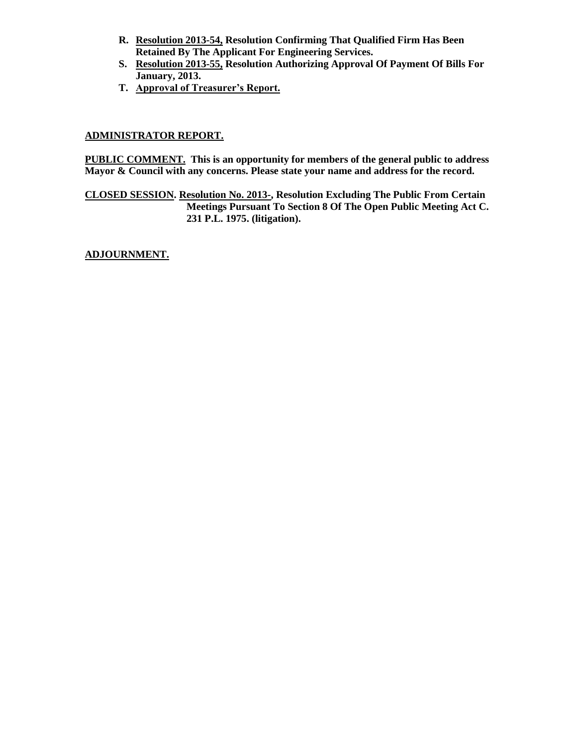R. **Resolution 2013-54, Resolution Confirming That Qualified Firm Has Been Retained By The Applicant For Engineering Services.**

S. **Resolution 2013-55, Resolution Authorizing Approval Of Payment Of Bills For January, 2013.**

T. **Approval of Treasurer's Report.**

**ADMINISTRATOR REPORT.**

**PUBLIC COMMENT. This is an opportunity for members of the general public to address Mayor & Council with any concerns. Please state your name and address for the record.**

**CLOSED SESSION. Resolution No. 2013-, Resolution Excluding The Public From Certain Meetings Pursuant To Section 8 Of The Open Public Meeting Act C. 231 P.L. 1975. (litigation).**

**ADJOURNMENT.**